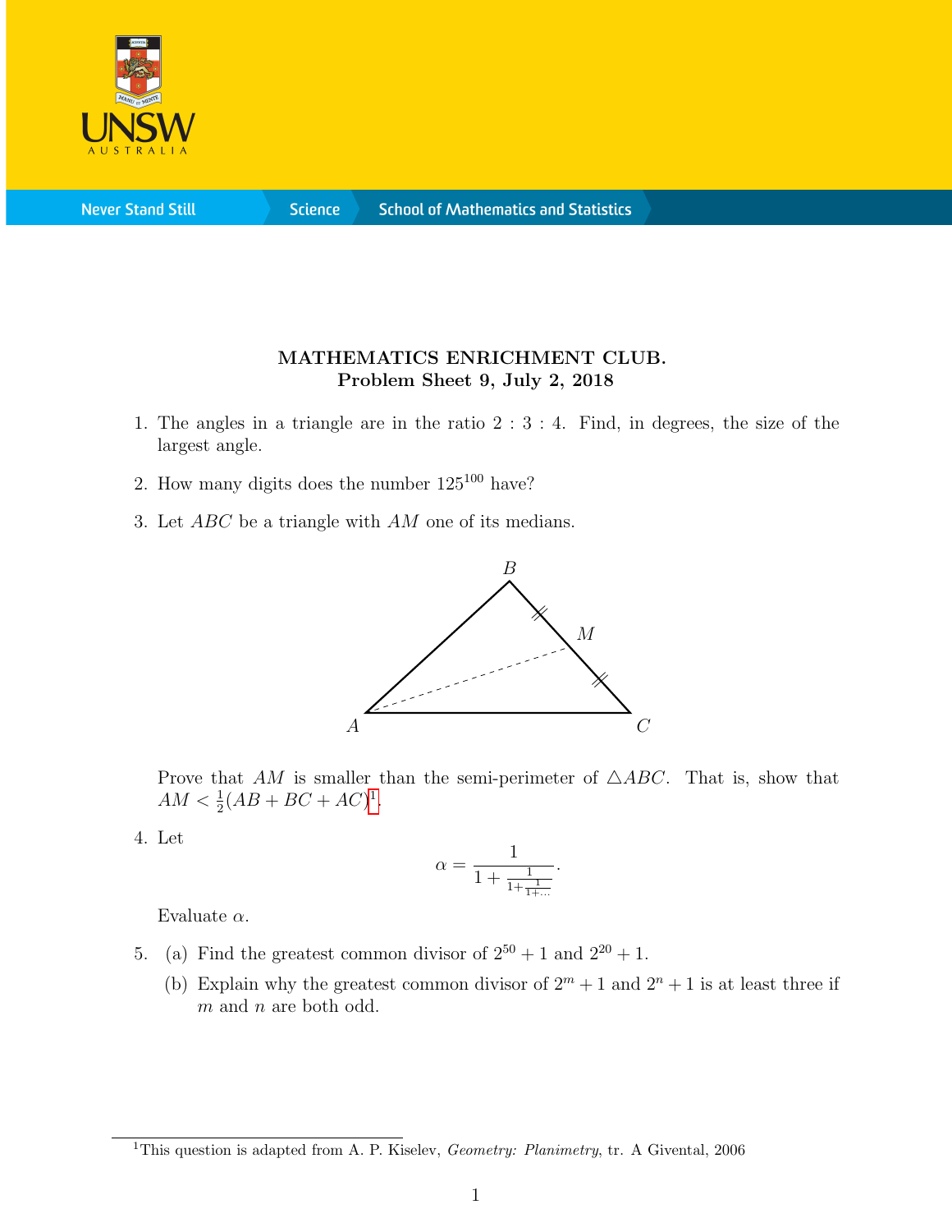**MATHEMATICS ENRICHMENT CLUB.**
**Problem Sheet 9, July 2, 2018**

1. The angles in a triangle are in the ratio $2:3:4$. Find, in degrees, the size of the largest angle.

2. How many digits does the number $125^{100}$ have?

3. Let $ABC$ be a triangle with $AM$ one of its medians.

   Prove that $AM$ is smaller than the semi-perimeter of $\triangle ABC$. That is, show that $AM < \frac{1}{2}(AB + BC + AC)$[1].

4. Let
$$\alpha = \cfrac{1}{1 + \cfrac{1}{1 + \cfrac{1}{1 + \dots}}}.$$
   Evaluate $\alpha$.

5. (a) Find the greatest common divisor of $2^{50} + 1$ and $2^{20} + 1$.

   (b) Explain why the greatest common divisor of $2^m + 1$ and $2^n + 1$ is at least three if $m$ and $n$ are both odd.

---

[1] This question is adapted from A. P. Kiselev, *Geometry: Planimetry*, tr. A Givental, 2006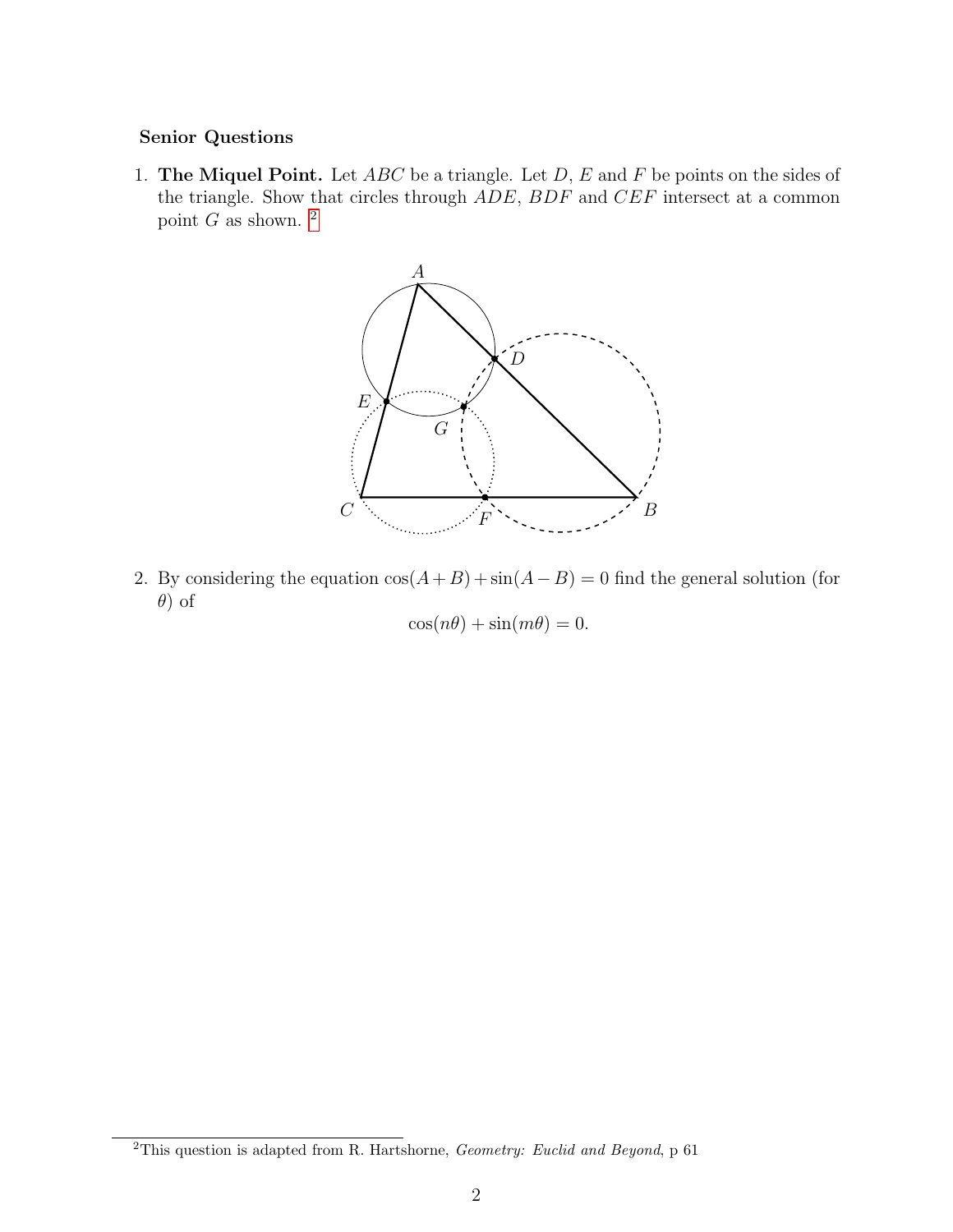**Senior Questions**

1. **The Miquel Point.** Let $ABC$ be a triangle. Let $D$, $E$ and $F$ be points on the sides of the triangle. Show that circles through $ADE$, $BDF$ and $CEF$ intersect at a common point $G$ as shown. [2]

A

D

E

G

C

F

B

2. By considering the equation $\cos(A+B) + \sin(A-B) = 0$ find the general solution (for $\theta$) of

$$\cos(n\theta) + \sin(m\theta) = 0.$$

[2]This question is adapted from R. Hartshorne, *Geometry: Euclid and Beyond*, p 61